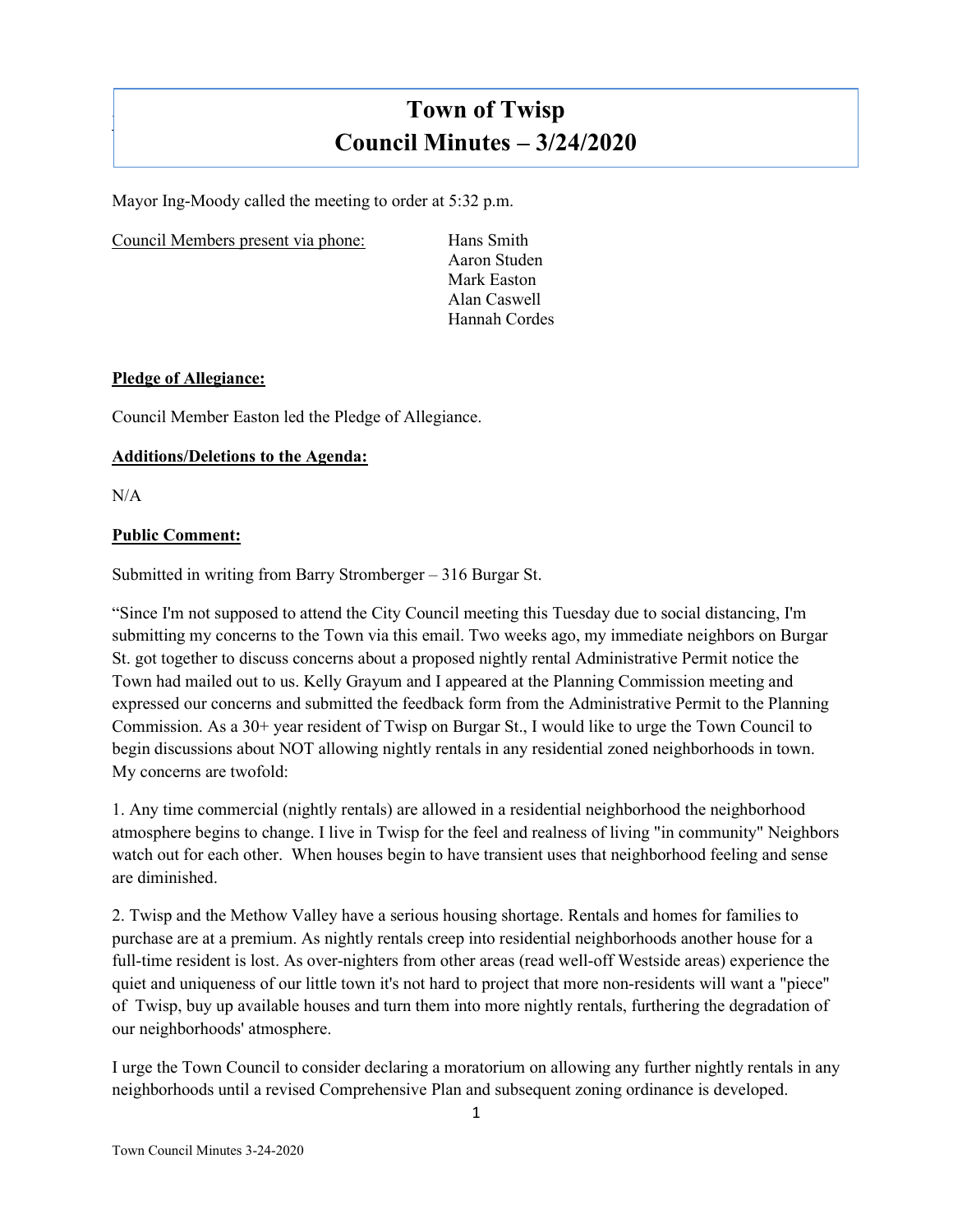# Town of Twisp
# Council Minutes – 3/24/2020

Mayor Ing-Moody called the meeting to order at 5:32 p.m.

Council Members present via phone:

- Hans Smith
- Aaron Studen
- Mark Easton
- Alan Caswell
- Hannah Cordes

**Pledge of Allegiance:**

Council Member Easton led the Pledge of Allegiance.

**Additions/Deletions to the Agenda:**

N/A

**Public Comment:**

Submitted in writing from Barry Stromberger – 316 Burgar St.

"Since I'm not supposed to attend the City Council meeting this Tuesday due to social distancing, I'm submitting my concerns to the Town via this email. Two weeks ago, my immediate neighbors on Burgar St. got together to discuss concerns about a proposed nightly rental Administrative Permit notice the Town had mailed out to us. Kelly Grayum and I appeared at the Planning Commission meeting and expressed our concerns and submitted the feedback form from the Administrative Permit to the Planning Commission. As a 30+ year resident of Twisp on Burgar St., I would like to urge the Town Council to begin discussions about NOT allowing nightly rentals in any residential zoned neighborhoods in town. My concerns are twofold:

1. Any time commercial (nightly rentals) are allowed in a residential neighborhood the neighborhood atmosphere begins to change. I live in Twisp for the feel and realness of living "in community" Neighbors watch out for each other. When houses begin to have transient uses that neighborhood feeling and sense are diminished.

2. Twisp and the Methow Valley have a serious housing shortage. Rentals and homes for families to purchase are at a premium. As nightly rentals creep into residential neighborhoods another house for a full-time resident is lost. As over-nighters from other areas (read well-off Westside areas) experience the quiet and uniqueness of our little town it's not hard to project that more non-residents will want a "piece" of Twisp, buy up available houses and turn them into more nightly rentals, furthering the degradation of our neighborhoods' atmosphere.

I urge the Town Council to consider declaring a moratorium on allowing any further nightly rentals in any neighborhoods until a revised Comprehensive Plan and subsequent zoning ordinance is developed.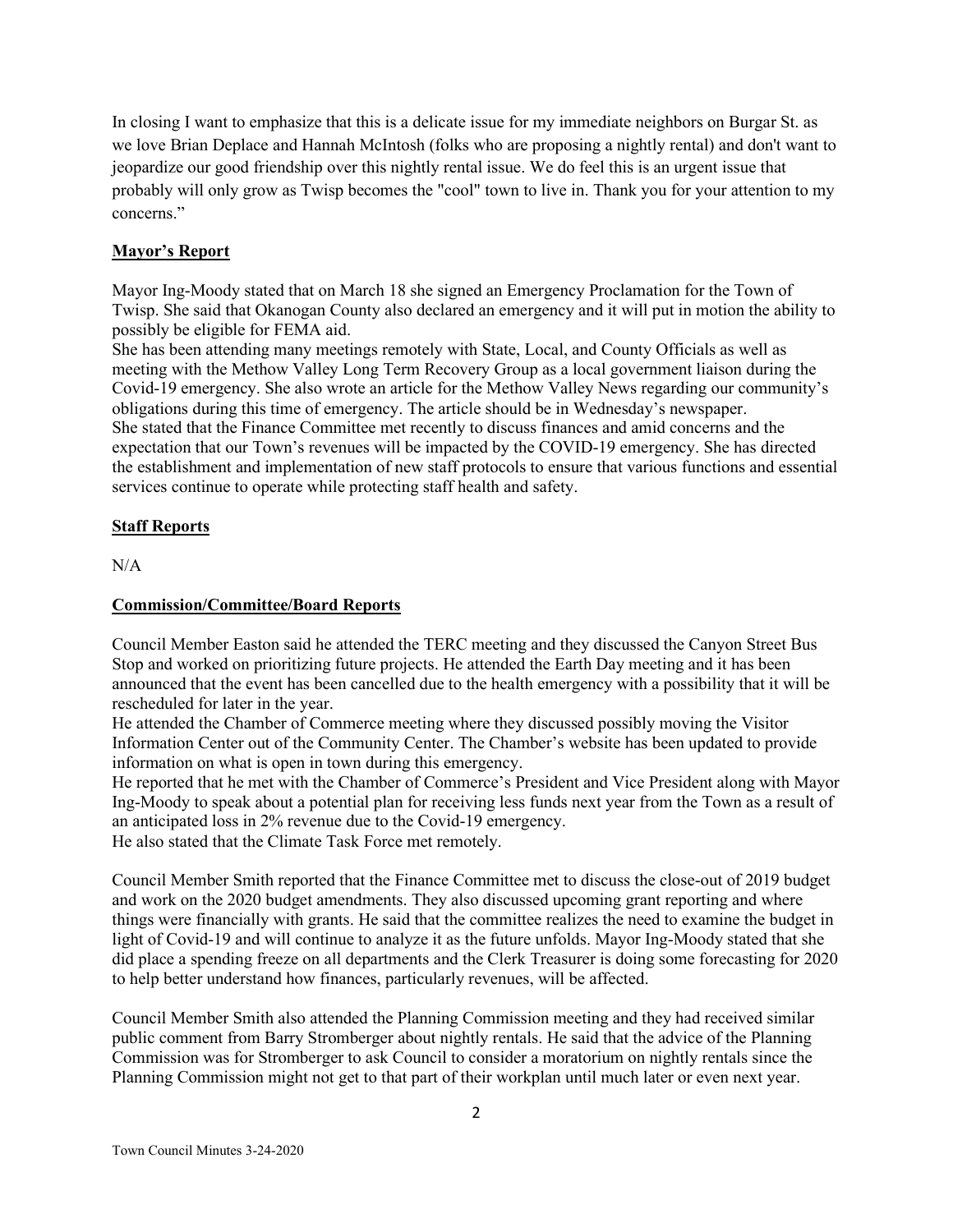In closing I want to emphasize that this is a delicate issue for my immediate neighbors on Burgar St. as we love Brian Deplace and Hannah McIntosh (folks who are proposing a nightly rental) and don't want to jeopardize our good friendship over this nightly rental issue. We do feel this is an urgent issue that probably will only grow as Twisp becomes the "cool" town to live in. Thank you for your attention to my concerns."

## Mayor's Report

Mayor Ing-Moody stated that on March 18 she signed an Emergency Proclamation for the Town of Twisp. She said that Okanogan County also declared an emergency and it will put in motion the ability to possibly be eligible for FEMA aid.

She has been attending many meetings remotely with State, Local, and County Officials as well as meeting with the Methow Valley Long Term Recovery Group as a local government liaison during the Covid-19 emergency. She also wrote an article for the Methow Valley News regarding our community's obligations during this time of emergency. The article should be in Wednesday's newspaper.

She stated that the Finance Committee met recently to discuss finances and amid concerns and the expectation that our Town's revenues will be impacted by the COVID-19 emergency. She has directed the establishment and implementation of new staff protocols to ensure that various functions and essential services continue to operate while protecting staff health and safety.

## Staff Reports

N/A

## Commission/Committee/Board Reports

Council Member Easton said he attended the TERC meeting and they discussed the Canyon Street Bus Stop and worked on prioritizing future projects. He attended the Earth Day meeting and it has been announced that the event has been cancelled due to the health emergency with a possibility that it will be rescheduled for later in the year.

He attended the Chamber of Commerce meeting where they discussed possibly moving the Visitor Information Center out of the Community Center. The Chamber's website has been updated to provide information on what is open in town during this emergency.

He reported that he met with the Chamber of Commerce's President and Vice President along with Mayor Ing-Moody to speak about a potential plan for receiving less funds next year from the Town as a result of an anticipated loss in 2% revenue due to the Covid-19 emergency.

He also stated that the Climate Task Force met remotely.

Council Member Smith reported that the Finance Committee met to discuss the close-out of 2019 budget and work on the 2020 budget amendments. They also discussed upcoming grant reporting and where things were financially with grants. He said that the committee realizes the need to examine the budget in light of Covid-19 and will continue to analyze it as the future unfolds. Mayor Ing-Moody stated that she did place a spending freeze on all departments and the Clerk Treasurer is doing some forecasting for 2020 to help better understand how finances, particularly revenues, will be affected.

Council Member Smith also attended the Planning Commission meeting and they had received similar public comment from Barry Stromberger about nightly rentals. He said that the advice of the Planning Commission was for Stromberger to ask Council to consider a moratorium on nightly rentals since the Planning Commission might not get to that part of their workplan until much later or even next year.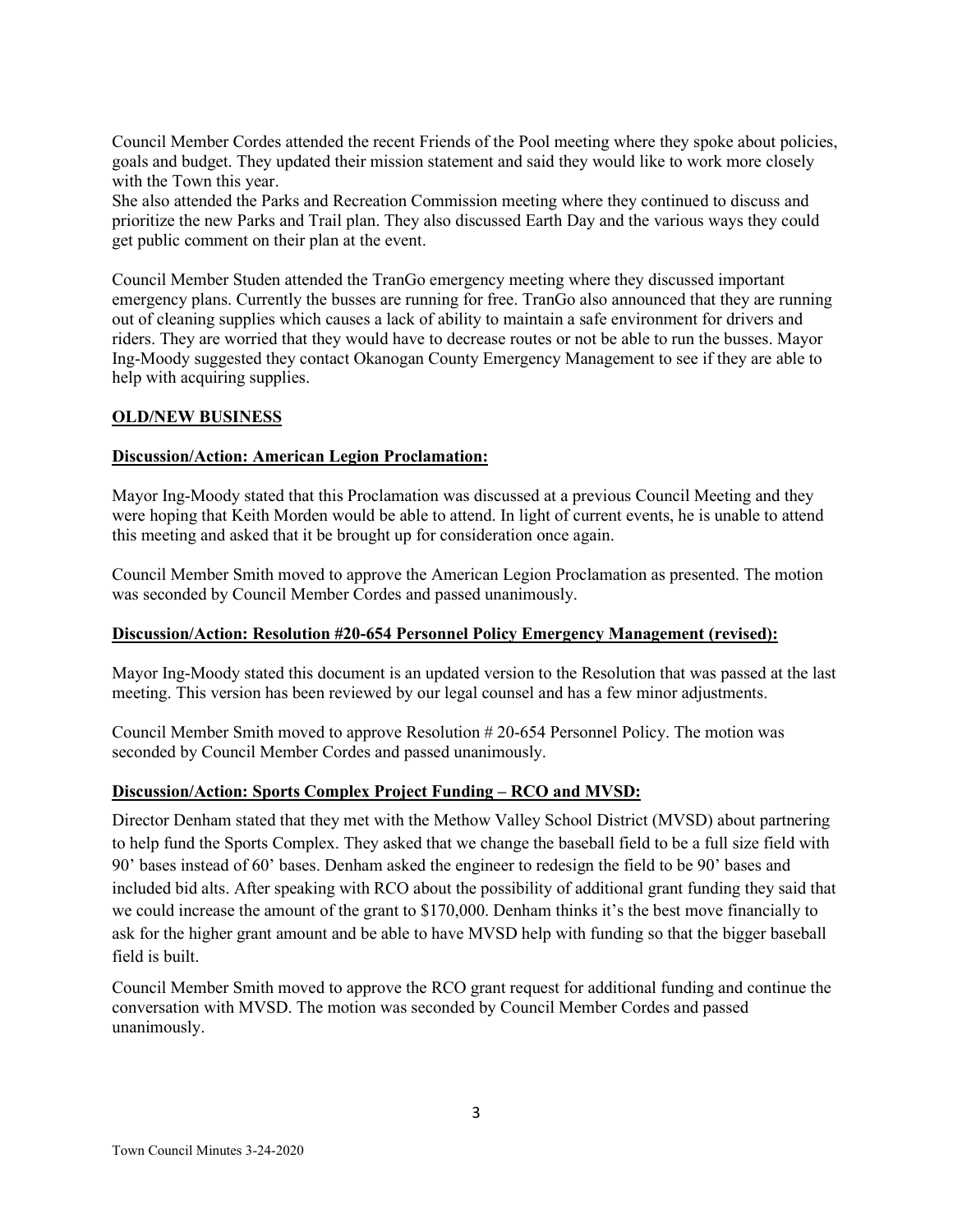Council Member Cordes attended the recent Friends of the Pool meeting where they spoke about policies, goals and budget. They updated their mission statement and said they would like to work more closely with the Town this year.
She also attended the Parks and Recreation Commission meeting where they continued to discuss and prioritize the new Parks and Trail plan. They also discussed Earth Day and the various ways they could get public comment on their plan at the event.

Council Member Studen attended the TranGo emergency meeting where they discussed important emergency plans. Currently the busses are running for free. TranGo also announced that they are running out of cleaning supplies which causes a lack of ability to maintain a safe environment for drivers and riders. They are worried that they would have to decrease routes or not be able to run the busses. Mayor Ing-Moody suggested they contact Okanogan County Emergency Management to see if they are able to help with acquiring supplies.

**OLD/NEW BUSINESS**

**Discussion/Action: American Legion Proclamation:**

Mayor Ing-Moody stated that this Proclamation was discussed at a previous Council Meeting and they were hoping that Keith Morden would be able to attend. In light of current events, he is unable to attend this meeting and asked that it be brought up for consideration once again.

Council Member Smith moved to approve the American Legion Proclamation as presented. The motion was seconded by Council Member Cordes and passed unanimously.

**Discussion/Action: Resolution #20-654 Personnel Policy Emergency Management (revised):**

Mayor Ing-Moody stated this document is an updated version to the Resolution that was passed at the last meeting. This version has been reviewed by our legal counsel and has a few minor adjustments.

Council Member Smith moved to approve Resolution # 20-654 Personnel Policy. The motion was seconded by Council Member Cordes and passed unanimously.

**Discussion/Action: Sports Complex Project Funding – RCO and MVSD:**

Director Denham stated that they met with the Methow Valley School District (MVSD) about partnering to help fund the Sports Complex. They asked that we change the baseball field to be a full size field with 90' bases instead of 60' bases. Denham asked the engineer to redesign the field to be 90' bases and included bid alts. After speaking with RCO about the possibility of additional grant funding they said that we could increase the amount of the grant to $170,000. Denham thinks it's the best move financially to ask for the higher grant amount and be able to have MVSD help with funding so that the bigger baseball field is built.

Council Member Smith moved to approve the RCO grant request for additional funding and continue the conversation with MVSD. The motion was seconded by Council Member Cordes and passed unanimously.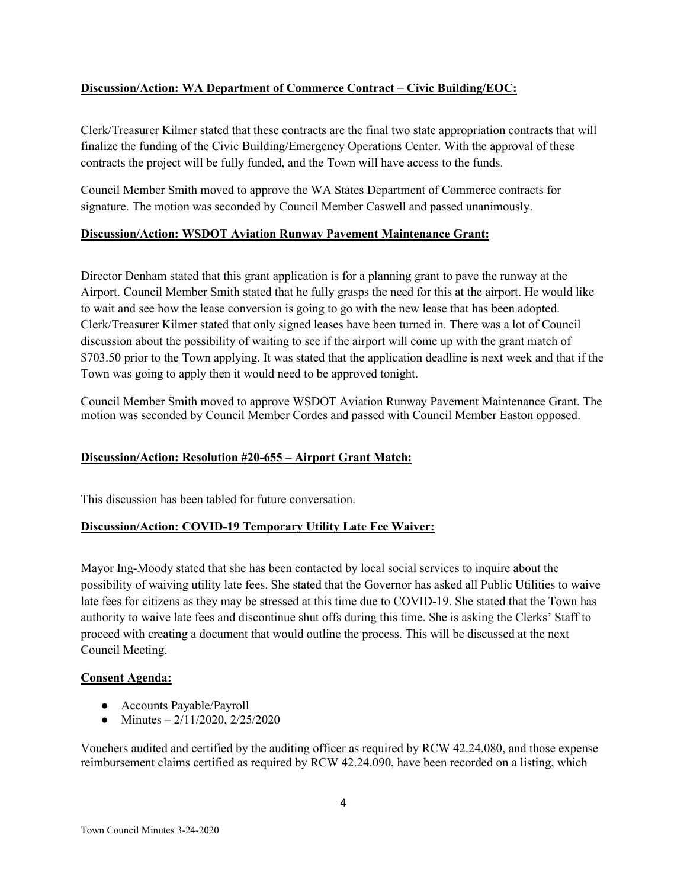**Discussion/Action: WA Department of Commerce Contract – Civic Building/EOC:**

Clerk/Treasurer Kilmer stated that these contracts are the final two state appropriation contracts that will finalize the funding of the Civic Building/Emergency Operations Center. With the approval of these contracts the project will be fully funded, and the Town will have access to the funds.

Council Member Smith moved to approve the WA States Department of Commerce contracts for signature. The motion was seconded by Council Member Caswell and passed unanimously.

**Discussion/Action: WSDOT Aviation Runway Pavement Maintenance Grant:**

Director Denham stated that this grant application is for a planning grant to pave the runway at the Airport. Council Member Smith stated that he fully grasps the need for this at the airport. He would like to wait and see how the lease conversion is going to go with the new lease that has been adopted. Clerk/Treasurer Kilmer stated that only signed leases have been turned in. There was a lot of Council discussion about the possibility of waiting to see if the airport will come up with the grant match of $703.50 prior to the Town applying. It was stated that the application deadline is next week and that if the Town was going to apply then it would need to be approved tonight.

Council Member Smith moved to approve WSDOT Aviation Runway Pavement Maintenance Grant. The motion was seconded by Council Member Cordes and passed with Council Member Easton opposed.

**Discussion/Action: Resolution #20-655 – Airport Grant Match:**

This discussion has been tabled for future conversation.

**Discussion/Action: COVID-19 Temporary Utility Late Fee Waiver:**

Mayor Ing-Moody stated that she has been contacted by local social services to inquire about the possibility of waiving utility late fees. She stated that the Governor has asked all Public Utilities to waive late fees for citizens as they may be stressed at this time due to COVID-19. She stated that the Town has authority to waive late fees and discontinue shut offs during this time. She is asking the Clerks' Staff to proceed with creating a document that would outline the process. This will be discussed at the next Council Meeting.

**Consent Agenda:**

- Accounts Payable/Payroll
- Minutes – 2/11/2020, 2/25/2020

Vouchers audited and certified by the auditing officer as required by RCW 42.24.080, and those expense reimbursement claims certified as required by RCW 42.24.090, have been recorded on a listing, which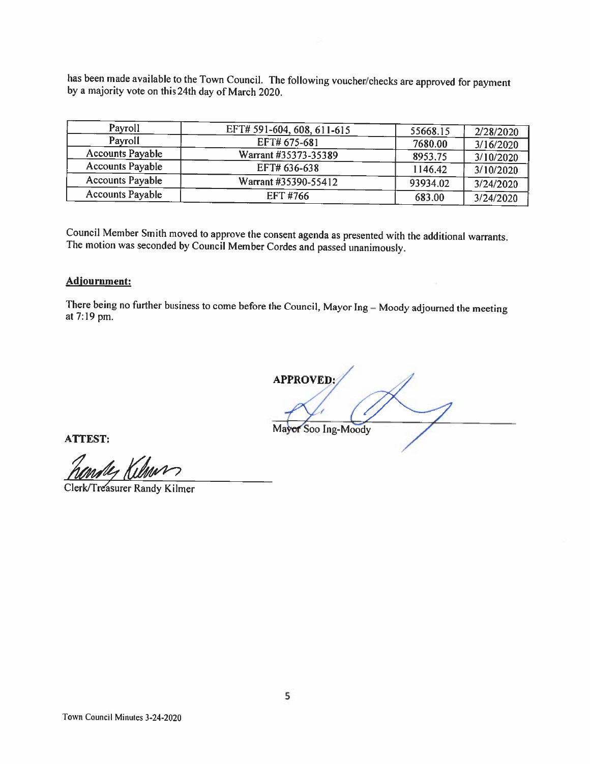has been made available to the Town Council. The following voucher/checks are approved for payment by a majority vote on this 24th day of March 2020.

| | | | |
|---|---|---|---|
| Payroll | EFT# 591-604, 608, 611-615 | 55668.15 | 2/28/2020 |
| Payroll | EFT# 675-681 | 7680.00 | 3/16/2020 |
| Accounts Payable | Warrant #35373-35389 | 8953.75 | 3/10/2020 |
| Accounts Payable | EFT# 636-638 | 1146.42 | 3/10/2020 |
| Accounts Payable | Warrant #35390-55412 | 93934.02 | 3/24/2020 |
| Accounts Payable | EFT #766 | 683.00 | 3/24/2020 |

Council Member Smith moved to approve the consent agenda as presented with the additional warrants. The motion was seconded by Council Member Cordes and passed unanimously.

**Adjournment:**

There being no further business to come before the Council, Mayor Ing – Moody adjourned the meeting at 7:19 pm.

**APPROVED:**

Mayor Soo Ing-Moody

**ATTEST:**

Clerk/Treasurer Randy Kilmer